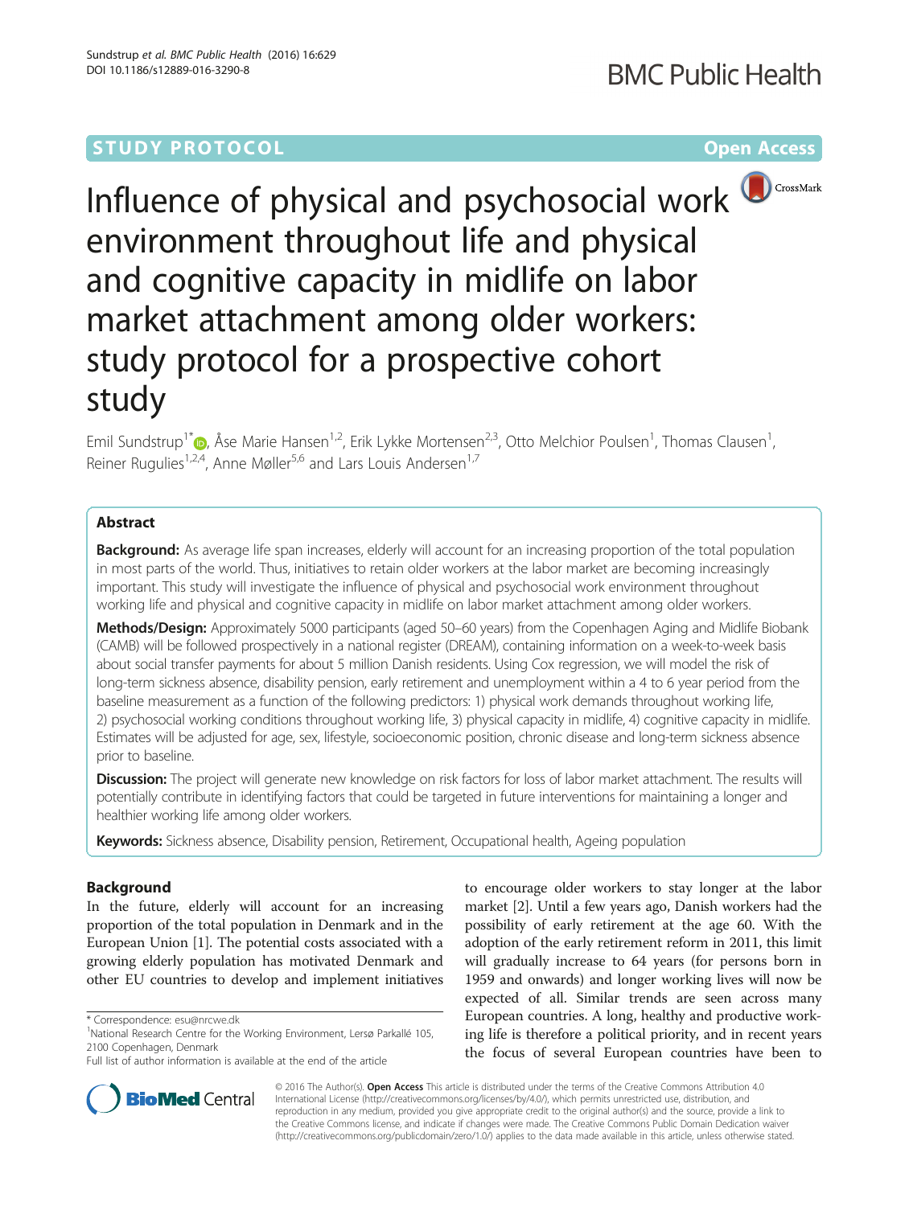STUDY PROTOCOL

Open Access

# Influence of physical and psychosocial work environment throughout life and physical and cognitive capacity in midlife on labor market attachment among older workers: study protocol for a prospective cohort study

Emil Sundstrup[1*], Åse Marie Hansen[1,2], Erik Lykke Mortensen[2,3], Otto Melchior Poulsen[1], Thomas Clausen[1], Reiner Rugulies[1,2,4], Anne Møller[5,6] and Lars Louis Andersen[1,7]

## Abstract

**Background:** As average life span increases, elderly will account for an increasing proportion of the total population in most parts of the world. Thus, initiatives to retain older workers at the labor market are becoming increasingly important. This study will investigate the influence of physical and psychosocial work environment throughout working life and physical and cognitive capacity in midlife on labor market attachment among older workers.

**Methods/Design:** Approximately 5000 participants (aged 50–60 years) from the Copenhagen Aging and Midlife Biobank (CAMB) will be followed prospectively in a national register (DREAM), containing information on a week-to-week basis about social transfer payments for about 5 million Danish residents. Using Cox regression, we will model the risk of long-term sickness absence, disability pension, early retirement and unemployment within a 4 to 6 year period from the baseline measurement as a function of the following predictors: 1) physical work demands throughout working life, 2) psychosocial working conditions throughout working life, 3) physical capacity in midlife, 4) cognitive capacity in midlife. Estimates will be adjusted for age, sex, lifestyle, socioeconomic position, chronic disease and long-term sickness absence prior to baseline.

**Discussion:** The project will generate new knowledge on risk factors for loss of labor market attachment. The results will potentially contribute in identifying factors that could be targeted in future interventions for maintaining a longer and healthier working life among older workers.

**Keywords:** Sickness absence, Disability pension, Retirement, Occupational health, Ageing population

## Background

In the future, elderly will account for an increasing proportion of the total population in Denmark and in the European Union [1]. The potential costs associated with a growing elderly population has motivated Denmark and other EU countries to develop and implement initiatives to encourage older workers to stay longer at the labor market [2]. Until a few years ago, Danish workers had the possibility of early retirement at the age 60. With the adoption of the early retirement reform in 2011, this limit will gradually increase to 64 years (for persons born in 1959 and onwards) and longer working lives will now be expected of all. Similar trends are seen across many European countries. A long, healthy and productive working life is therefore a political priority, and in recent years the focus of several European countries have been to

\* Correspondence: esu@nrcwe.dk

[1]National Research Centre for the Working Environment, Lersø Parkallé 105, 2100 Copenhagen, Denmark

Full list of author information is available at the end of the article

© 2016 The Author(s). **Open Access** This article is distributed under the terms of the Creative Commons Attribution 4.0 International License (http://creativecommons.org/licenses/by/4.0/), which permits unrestricted use, distribution, and reproduction in any medium, provided you give appropriate credit to the original author(s) and the source, provide a link to the Creative Commons license, and indicate if changes were made. The Creative Commons Public Domain Dedication waiver (http://creativecommons.org/publicdomain/zero/1.0/) applies to the data made available in this article, unless otherwise stated.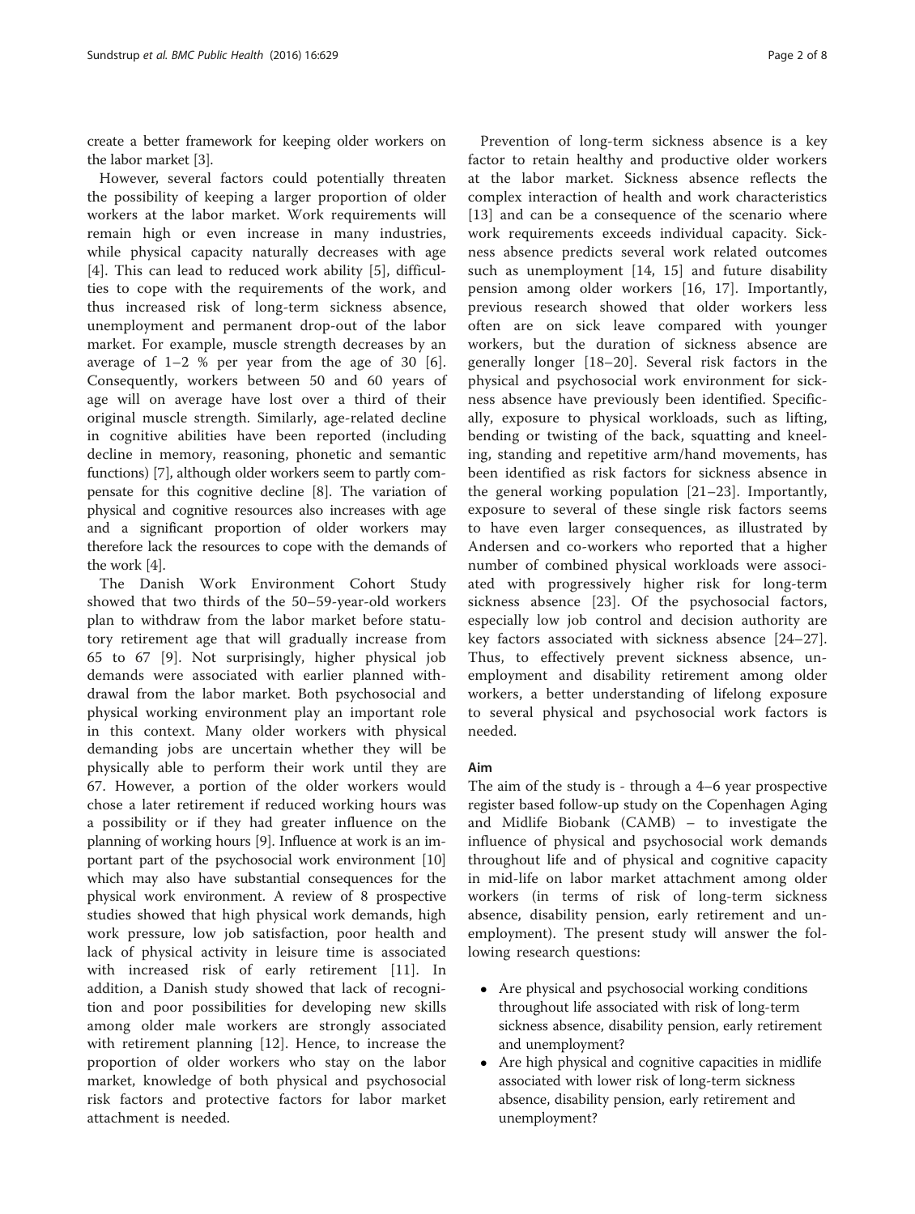create a better framework for keeping older workers on the labor market [3].

However, several factors could potentially threaten the possibility of keeping a larger proportion of older workers at the labor market. Work requirements will remain high or even increase in many industries, while physical capacity naturally decreases with age [4]. This can lead to reduced work ability [5], difficulties to cope with the requirements of the work, and thus increased risk of long-term sickness absence, unemployment and permanent drop-out of the labor market. For example, muscle strength decreases by an average of 1–2 % per year from the age of 30 [6]. Consequently, workers between 50 and 60 years of age will on average have lost over a third of their original muscle strength. Similarly, age-related decline in cognitive abilities have been reported (including decline in memory, reasoning, phonetic and semantic functions) [7], although older workers seem to partly compensate for this cognitive decline [8]. The variation of physical and cognitive resources also increases with age and a significant proportion of older workers may therefore lack the resources to cope with the demands of the work [4].

The Danish Work Environment Cohort Study showed that two thirds of the 50–59-year-old workers plan to withdraw from the labor market before statutory retirement age that will gradually increase from 65 to 67 [9]. Not surprisingly, higher physical job demands were associated with earlier planned withdrawal from the labor market. Both psychosocial and physical working environment play an important role in this context. Many older workers with physical demanding jobs are uncertain whether they will be physically able to perform their work until they are 67. However, a portion of the older workers would chose a later retirement if reduced working hours was a possibility or if they had greater influence on the planning of working hours [9]. Influence at work is an important part of the psychosocial work environment [10] which may also have substantial consequences for the physical work environment. A review of 8 prospective studies showed that high physical work demands, high work pressure, low job satisfaction, poor health and lack of physical activity in leisure time is associated with increased risk of early retirement [11]. In addition, a Danish study showed that lack of recognition and poor possibilities for developing new skills among older male workers are strongly associated with retirement planning [12]. Hence, to increase the proportion of older workers who stay on the labor market, knowledge of both physical and psychosocial risk factors and protective factors for labor market attachment is needed.

Prevention of long-term sickness absence is a key factor to retain healthy and productive older workers at the labor market. Sickness absence reflects the complex interaction of health and work characteristics [13] and can be a consequence of the scenario where work requirements exceeds individual capacity. Sickness absence predicts several work related outcomes such as unemployment [14, 15] and future disability pension among older workers [16, 17]. Importantly, previous research showed that older workers less often are on sick leave compared with younger workers, but the duration of sickness absence are generally longer [18–20]. Several risk factors in the physical and psychosocial work environment for sickness absence have previously been identified. Specifically, exposure to physical workloads, such as lifting, bending or twisting of the back, squatting and kneeling, standing and repetitive arm/hand movements, has been identified as risk factors for sickness absence in the general working population [21–23]. Importantly, exposure to several of these single risk factors seems to have even larger consequences, as illustrated by Andersen and co-workers who reported that a higher number of combined physical workloads were associated with progressively higher risk for long-term sickness absence [23]. Of the psychosocial factors, especially low job control and decision authority are key factors associated with sickness absence [24–27]. Thus, to effectively prevent sickness absence, unemployment and disability retirement among older workers, a better understanding of lifelong exposure to several physical and psychosocial work factors is needed.

## Aim

The aim of the study is - through a 4–6 year prospective register based follow-up study on the Copenhagen Aging and Midlife Biobank (CAMB) – to investigate the influence of physical and psychosocial work demands throughout life and of physical and cognitive capacity in mid-life on labor market attachment among older workers (in terms of risk of long-term sickness absence, disability pension, early retirement and unemployment). The present study will answer the following research questions:

- Are physical and psychosocial working conditions throughout life associated with risk of long-term sickness absence, disability pension, early retirement and unemployment?
- Are high physical and cognitive capacities in midlife associated with lower risk of long-term sickness absence, disability pension, early retirement and unemployment?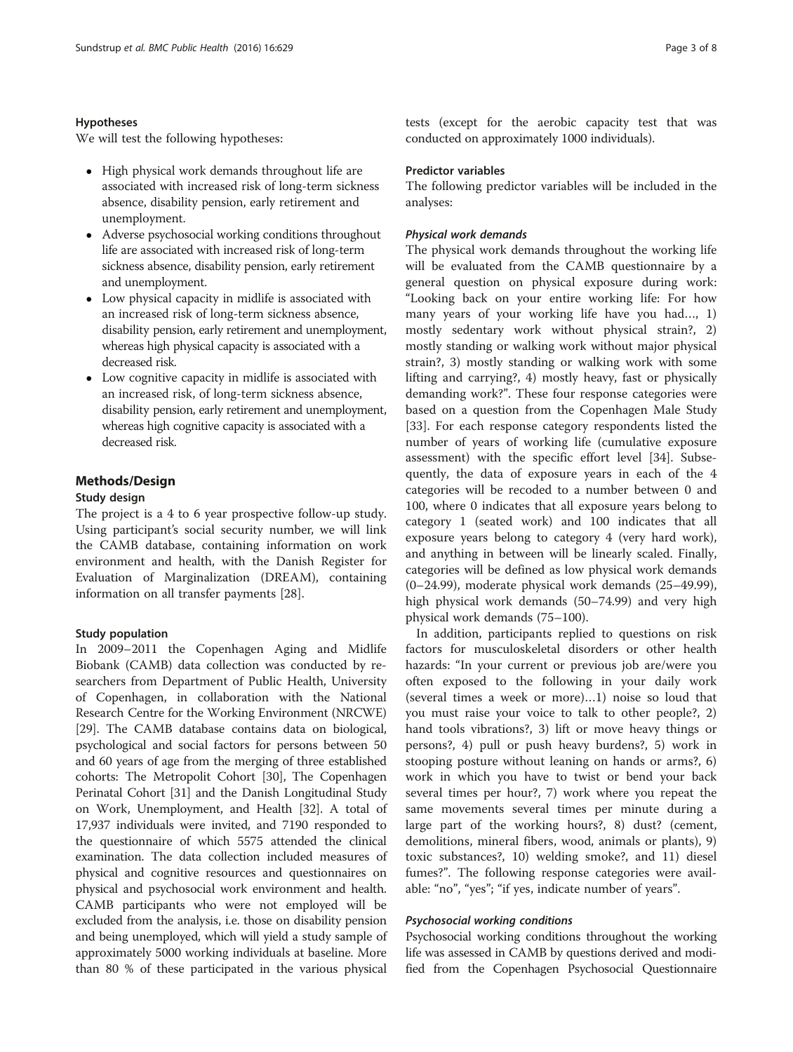### Hypotheses

We will test the following hypotheses:

- High physical work demands throughout life are associated with increased risk of long-term sickness absence, disability pension, early retirement and unemployment.
- Adverse psychosocial working conditions throughout life are associated with increased risk of long-term sickness absence, disability pension, early retirement and unemployment.
- Low physical capacity in midlife is associated with an increased risk of long-term sickness absence, disability pension, early retirement and unemployment, whereas high physical capacity is associated with a decreased risk.
- Low cognitive capacity in midlife is associated with an increased risk, of long-term sickness absence, disability pension, early retirement and unemployment, whereas high cognitive capacity is associated with a decreased risk.

## Methods/Design

### Study design

The project is a 4 to 6 year prospective follow-up study. Using participant's social security number, we will link the CAMB database, containing information on work environment and health, with the Danish Register for Evaluation of Marginalization (DREAM), containing information on all transfer payments [28].

### Study population

In 2009–2011 the Copenhagen Aging and Midlife Biobank (CAMB) data collection was conducted by researchers from Department of Public Health, University of Copenhagen, in collaboration with the National Research Centre for the Working Environment (NRCWE) [29]. The CAMB database contains data on biological, psychological and social factors for persons between 50 and 60 years of age from the merging of three established cohorts: The Metropolit Cohort [30], The Copenhagen Perinatal Cohort [31] and the Danish Longitudinal Study on Work, Unemployment, and Health [32]. A total of 17,937 individuals were invited, and 7190 responded to the questionnaire of which 5575 attended the clinical examination. The data collection included measures of physical and cognitive resources and questionnaires on physical and psychosocial work environment and health. CAMB participants who were not employed will be excluded from the analysis, i.e. those on disability pension and being unemployed, which will yield a study sample of approximately 5000 working individuals at baseline. More than 80 % of these participated in the various physical tests (except for the aerobic capacity test that was conducted on approximately 1000 individuals).

### Predictor variables

The following predictor variables will be included in the analyses:

#### *Physical work demands*

The physical work demands throughout the working life will be evaluated from the CAMB questionnaire by a general question on physical exposure during work: "Looking back on your entire working life: For how many years of your working life have you had…, 1) mostly sedentary work without physical strain?, 2) mostly standing or walking work without major physical strain?, 3) mostly standing or walking work with some lifting and carrying?, 4) mostly heavy, fast or physically demanding work?". These four response categories were based on a question from the Copenhagen Male Study [33]. For each response category respondents listed the number of years of working life (cumulative exposure assessment) with the specific effort level [34]. Subsequently, the data of exposure years in each of the 4 categories will be recoded to a number between 0 and 100, where 0 indicates that all exposure years belong to category 1 (seated work) and 100 indicates that all exposure years belong to category 4 (very hard work), and anything in between will be linearly scaled. Finally, categories will be defined as low physical work demands (0–24.99), moderate physical work demands (25–49.99), high physical work demands (50–74.99) and very high physical work demands (75–100).

In addition, participants replied to questions on risk factors for musculoskeletal disorders or other health hazards: "In your current or previous job are/were you often exposed to the following in your daily work (several times a week or more)…1) noise so loud that you must raise your voice to talk to other people?, 2) hand tools vibrations?, 3) lift or move heavy things or persons?, 4) pull or push heavy burdens?, 5) work in stooping posture without leaning on hands or arms?, 6) work in which you have to twist or bend your back several times per hour?, 7) work where you repeat the same movements several times per minute during a large part of the working hours?, 8) dust? (cement, demolitions, mineral fibers, wood, animals or plants), 9) toxic substances?, 10) welding smoke?, and 11) diesel fumes?". The following response categories were available: "no", "yes"; "if yes, indicate number of years".

#### *Psychosocial working conditions*

Psychosocial working conditions throughout the working life was assessed in CAMB by questions derived and modified from the Copenhagen Psychosocial Questionnaire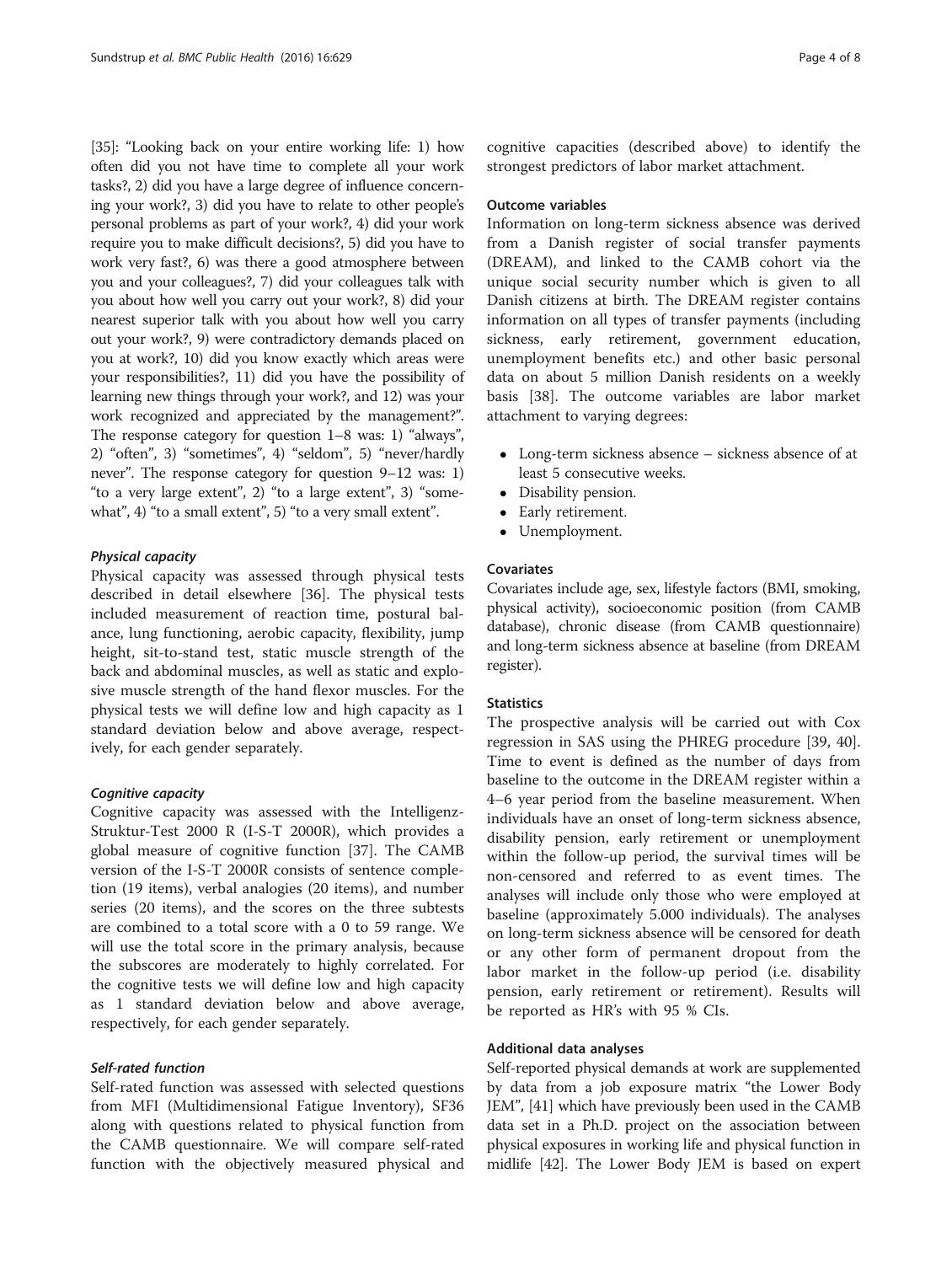[35]: "Looking back on your entire working life: 1) how often did you not have time to complete all your work tasks?, 2) did you have a large degree of influence concerning your work?, 3) did you have to relate to other people's personal problems as part of your work?, 4) did your work require you to make difficult decisions?, 5) did you have to work very fast?, 6) was there a good atmosphere between you and your colleagues?, 7) did your colleagues talk with you about how well you carry out your work?, 8) did your nearest superior talk with you about how well you carry out your work?, 9) were contradictory demands placed on you at work?, 10) did you know exactly which areas were your responsibilities?, 11) did you have the possibility of learning new things through your work?, and 12) was your work recognized and appreciated by the management?". The response category for question 1–8 was: 1) "always", 2) "often", 3) "sometimes", 4) "seldom", 5) "never/hardly never". The response category for question 9–12 was: 1) "to a very large extent", 2) "to a large extent", 3) "somewhat", 4) "to a small extent", 5) "to a very small extent".

#### *Physical capacity*

Physical capacity was assessed through physical tests described in detail elsewhere [36]. The physical tests included measurement of reaction time, postural balance, lung functioning, aerobic capacity, flexibility, jump height, sit-to-stand test, static muscle strength of the back and abdominal muscles, as well as static and explosive muscle strength of the hand flexor muscles. For the physical tests we will define low and high capacity as 1 standard deviation below and above average, respectively, for each gender separately.

#### *Cognitive capacity*

Cognitive capacity was assessed with the Intelligenz-Struktur-Test 2000 R (I-S-T 2000R), which provides a global measure of cognitive function [37]. The CAMB version of the I-S-T 2000R consists of sentence completion (19 items), verbal analogies (20 items), and number series (20 items), and the scores on the three subtests are combined to a total score with a 0 to 59 range. We will use the total score in the primary analysis, because the subscores are moderately to highly correlated. For the cognitive tests we will define low and high capacity as 1 standard deviation below and above average, respectively, for each gender separately.

#### *Self-rated function*

Self-rated function was assessed with selected questions from MFI (Multidimensional Fatigue Inventory), SF36 along with questions related to physical function from the CAMB questionnaire. We will compare self-rated function with the objectively measured physical and cognitive capacities (described above) to identify the strongest predictors of labor market attachment.

### Outcome variables

Information on long-term sickness absence was derived from a Danish register of social transfer payments (DREAM), and linked to the CAMB cohort via the unique social security number which is given to all Danish citizens at birth. The DREAM register contains information on all types of transfer payments (including sickness, early retirement, government education, unemployment benefits etc.) and other basic personal data on about 5 million Danish residents on a weekly basis [38]. The outcome variables are labor market attachment to varying degrees:

- Long-term sickness absence – sickness absence of at least 5 consecutive weeks.
- Disability pension.
- Early retirement.
- Unemployment.

### Covariates

Covariates include age, sex, lifestyle factors (BMI, smoking, physical activity), socioeconomic position (from CAMB database), chronic disease (from CAMB questionnaire) and long-term sickness absence at baseline (from DREAM register).

### Statistics

The prospective analysis will be carried out with Cox regression in SAS using the PHREG procedure [39, 40]. Time to event is defined as the number of days from baseline to the outcome in the DREAM register within a 4–6 year period from the baseline measurement. When individuals have an onset of long-term sickness absence, disability pension, early retirement or unemployment within the follow-up period, the survival times will be non-censored and referred to as event times. The analyses will include only those who were employed at baseline (approximately 5.000 individuals). The analyses on long-term sickness absence will be censored for death or any other form of permanent dropout from the labor market in the follow-up period (i.e. disability pension, early retirement or retirement). Results will be reported as HR's with 95 % CIs.

### Additional data analyses

Self-reported physical demands at work are supplemented by data from a job exposure matrix "the Lower Body JEM", [41] which have previously been used in the CAMB data set in a Ph.D. project on the association between physical exposures in working life and physical function in midlife [42]. The Lower Body JEM is based on expert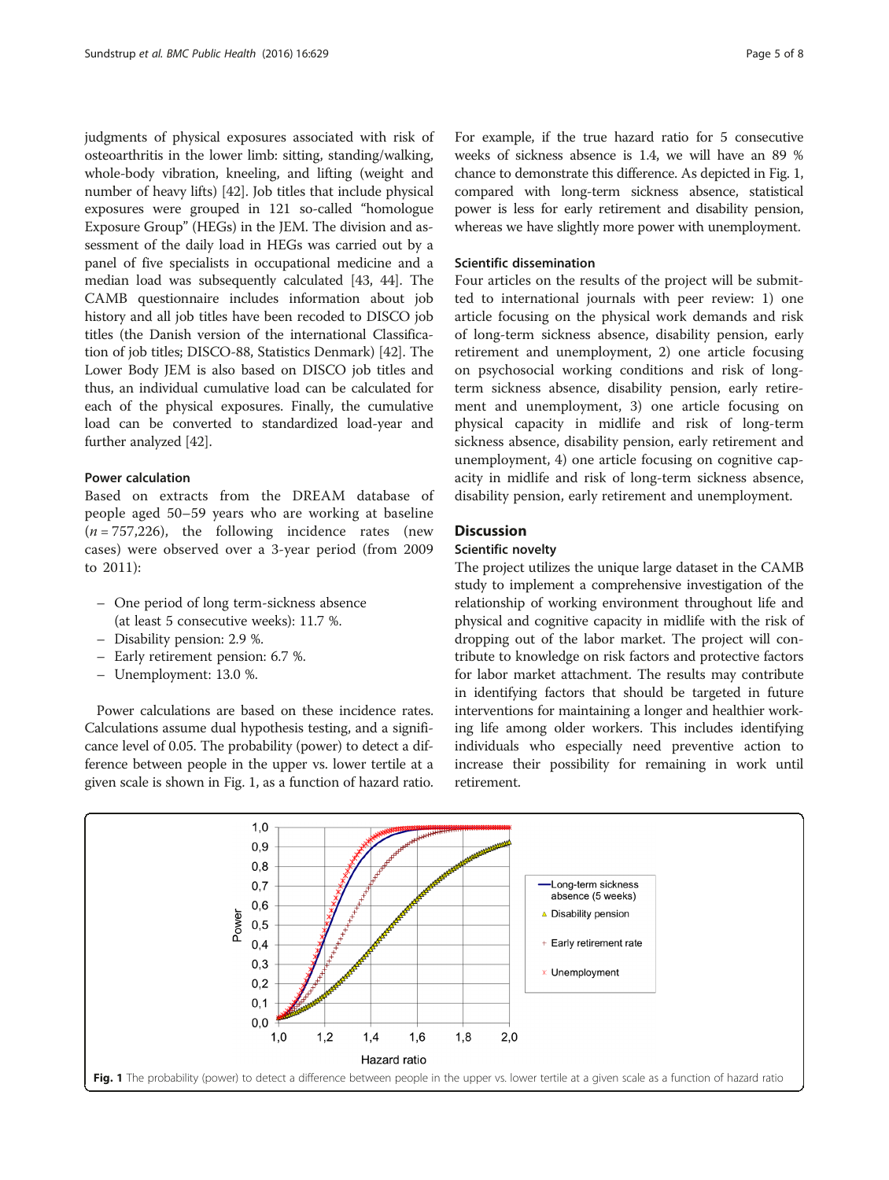judgments of physical exposures associated with risk of osteoarthritis in the lower limb: sitting, standing/walking, whole-body vibration, kneeling, and lifting (weight and number of heavy lifts) [42]. Job titles that include physical exposures were grouped in 121 so-called "homologue Exposure Group" (HEGs) in the JEM. The division and assessment of the daily load in HEGs was carried out by a panel of five specialists in occupational medicine and a median load was subsequently calculated [43, 44]. The CAMB questionnaire includes information about job history and all job titles have been recoded to DISCO job titles (the Danish version of the international Classification of job titles; DISCO-88, Statistics Denmark) [42]. The Lower Body JEM is also based on DISCO job titles and thus, an individual cumulative load can be calculated for each of the physical exposures. Finally, the cumulative load can be converted to standardized load-year and further analyzed [42].

#### Power calculation

Based on extracts from the DREAM database of people aged 50–59 years who are working at baseline ($n = 757{,}226$), the following incidence rates (new cases) were observed over a 3-year period (from 2009 to 2011):

- One period of long term-sickness absence (at least 5 consecutive weeks): 11.7 %.
- Disability pension: 2.9 %.
- Early retirement pension: 6.7 %.
- Unemployment: 13.0 %.

Power calculations are based on these incidence rates. Calculations assume dual hypothesis testing, and a significance level of 0.05. The probability (power) to detect a difference between people in the upper vs. lower tertile at a given scale is shown in Fig. 1, as a function of hazard ratio. For example, if the true hazard ratio for 5 consecutive weeks of sickness absence is 1.4, we will have an 89 % chance to demonstrate this difference. As depicted in Fig. 1, compared with long-term sickness absence, statistical power is less for early retirement and disability pension, whereas we have slightly more power with unemployment.

#### Scientific dissemination

Four articles on the results of the project will be submitted to international journals with peer review: 1) one article focusing on the physical work demands and risk of long-term sickness absence, disability pension, early retirement and unemployment, 2) one article focusing on psychosocial working conditions and risk of long-term sickness absence, disability pension, early retirement and unemployment, 3) one article focusing on physical capacity in midlife and risk of long-term sickness absence, disability pension, early retirement and unemployment, 4) one article focusing on cognitive capacity in midlife and risk of long-term sickness absence, disability pension, early retirement and unemployment.

## Discussion

#### Scientific novelty

The project utilizes the unique large dataset in the CAMB study to implement a comprehensive investigation of the relationship of working environment throughout life and physical and cognitive capacity in midlife with the risk of dropping out of the labor market. The project will contribute to knowledge on risk factors and protective factors for labor market attachment. The results may contribute in identifying factors that should be targeted in future interventions for maintaining a longer and healthier working life among older workers. This includes identifying individuals who especially need preventive action to increase their possibility for remaining in work until retirement.

**Fig. 1** The probability (power) to detect a difference between people in the upper vs. lower tertile at a given scale as a function of hazard ratio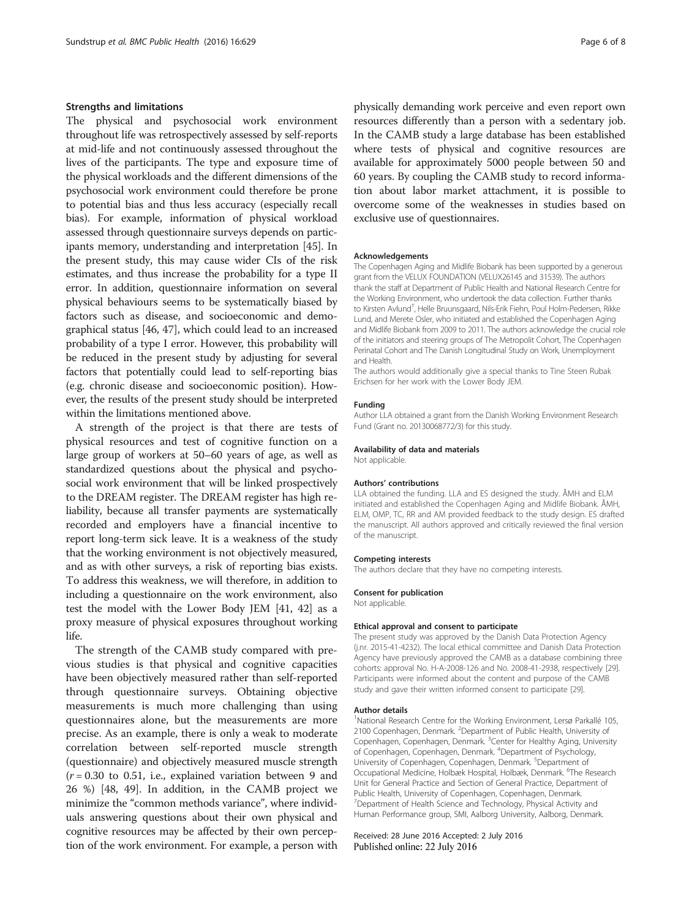### Strengths and limitations

The physical and psychosocial work environment throughout life was retrospectively assessed by self-reports at mid-life and not continuously assessed throughout the lives of the participants. The type and exposure time of the physical workloads and the different dimensions of the psychosocial work environment could therefore be prone to potential bias and thus less accuracy (especially recall bias). For example, information of physical workload assessed through questionnaire surveys depends on participants memory, understanding and interpretation [45]. In the present study, this may cause wider CIs of the risk estimates, and thus increase the probability for a type II error. In addition, questionnaire information on several physical behaviours seems to be systematically biased by factors such as disease, and socioeconomic and demographical status [46, 47], which could lead to an increased probability of a type I error. However, this probability will be reduced in the present study by adjusting for several factors that potentially could lead to self-reporting bias (e.g. chronic disease and socioeconomic position). However, the results of the present study should be interpreted within the limitations mentioned above.

A strength of the project is that there are tests of physical resources and test of cognitive function on a large group of workers at 50–60 years of age, as well as standardized questions about the physical and psychosocial work environment that will be linked prospectively to the DREAM register. The DREAM register has high reliability, because all transfer payments are systematically recorded and employers have a financial incentive to report long-term sick leave. It is a weakness of the study that the working environment is not objectively measured, and as with other surveys, a risk of reporting bias exists. To address this weakness, we will therefore, in addition to including a questionnaire on the work environment, also test the model with the Lower Body JEM [41, 42] as a proxy measure of physical exposures throughout working life.

The strength of the CAMB study compared with previous studies is that physical and cognitive capacities have been objectively measured rather than self-reported through questionnaire surveys. Obtaining objective measurements is much more challenging than using questionnaires alone, but the measurements are more precise. As an example, there is only a weak to moderate correlation between self-reported muscle strength (questionnaire) and objectively measured muscle strength ($r = 0.30$ to 0.51, i.e., explained variation between 9 and 26 %) [48, 49]. In addition, in the CAMB project we minimize the "common methods variance", where individuals answering questions about their own physical and cognitive resources may be affected by their own perception of the work environment. For example, a person with physically demanding work perceive and even report own resources differently than a person with a sedentary job. In the CAMB study a large database has been established where tests of physical and cognitive resources are available for approximately 5000 people between 50 and 60 years. By coupling the CAMB study to record information about labor market attachment, it is possible to overcome some of the weaknesses in studies based on exclusive use of questionnaires.

#### Acknowledgements

The Copenhagen Aging and Midlife Biobank has been supported by a generous grant from the VELUX FOUNDATION (VELUX26145 and 31539). The authors thank the staff at Department of Public Health and National Research Centre for the Working Environment, who undertook the data collection. Further thanks to Kirsten Avlund†, Helle Bruunsgaard, Nils-Erik Fiehn, Poul Holm-Pedersen, Rikke Lund, and Merete Osler, who initiated and established the Copenhagen Aging and Midlife Biobank from 2009 to 2011. The authors acknowledge the crucial role of the initiators and steering groups of The Metropolit Cohort, The Copenhagen Perinatal Cohort and The Danish Longitudinal Study on Work, Unemployment and Health.

The authors would additionally give a special thanks to Tine Steen Rubak Erichsen for her work with the Lower Body JEM.

#### Funding

Author LLA obtained a grant from the Danish Working Environment Research Fund (Grant no. 20130068772/3) for this study.

#### Availability of data and materials

Not applicable.

#### Authors' contributions

LLA obtained the funding. LLA and ES designed the study. ÅMH and ELM initiated and established the Copenhagen Aging and Midlife Biobank. ÅMH, ELM, OMP, TC, RR and AM provided feedback to the study design. ES drafted the manuscript. All authors approved and critically reviewed the final version of the manuscript.

#### Competing interests

The authors declare that they have no competing interests.

#### Consent for publication

Not applicable.

#### Ethical approval and consent to participate

The present study was approved by the Danish Data Protection Agency (j.nr. 2015-41-4232). The local ethical committee and Danish Data Protection Agency have previously approved the CAMB as a database combining three cohorts: approval No. H-A-2008-126 and No. 2008-41-2938, respectively [29]. Participants were informed about the content and purpose of the CAMB study and gave their written informed consent to participate [29].

#### Author details

[1]National Research Centre for the Working Environment, Lersø Parkallé 105, 2100 Copenhagen, Denmark. [2]Department of Public Health, University of Copenhagen, Copenhagen, Denmark. [3]Center for Healthy Aging, University of Copenhagen, Copenhagen, Denmark. [4]Department of Psychology, University of Copenhagen, Copenhagen, Denmark. [5]Department of Occupational Medicine, Holbæk Hospital, Holbæk, Denmark. [6]The Research Unit for General Practice and Section of General Practice, Department of Public Health, University of Copenhagen, Copenhagen, Denmark. [7]Department of Health Science and Technology, Physical Activity and Human Performance group, SMI, Aalborg University, Aalborg, Denmark.

Received: 28 June 2016 Accepted: 2 July 2016
Published online: 22 July 2016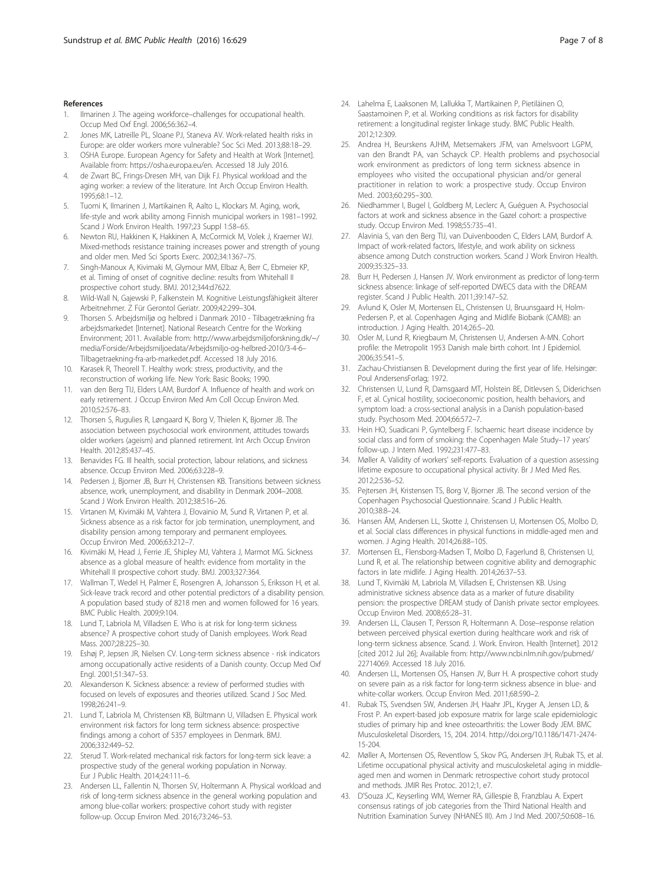## References

1. Ilmarinen J. The ageing workforce–challenges for occupational health. Occup Med Oxf Engl. 2006;56:362–4.
2. Jones MK, Latreille PL, Sloane PJ, Staneva AV. Work-related health risks in Europe: are older workers more vulnerable? Soc Sci Med. 2013;88:18–29.
3. OSHA Europe. European Agency for Safety and Health at Work [Internet]. Available from: https://osha.europa.eu/en. Accessed 18 July 2016.
4. de Zwart BC, Frings-Dresen MH, van Dijk FJ. Physical workload and the aging worker: a review of the literature. Int Arch Occup Environ Health. 1995;68:1–12.
5. Tuomi K, Ilmarinen J, Martikainen R, Aalto L, Klockars M. Aging, work, life-style and work ability among Finnish municipal workers in 1981–1992. Scand J Work Environ Health. 1997;23 Suppl 1:58–65.
6. Newton RU, Hakkinen K, Hakkinen A, McCormick M, Volek J, Kraemer WJ. Mixed-methods resistance training increases power and strength of young and older men. Med Sci Sports Exerc. 2002;34:1367–75.
7. Singh-Manoux A, Kivimaki M, Glymour MM, Elbaz A, Berr C, Ebmeier KP, et al. Timing of onset of cognitive decline: results from Whitehall II prospective cohort study. BMJ. 2012;344:d7622.
8. Wild-Wall N, Gajewski P, Falkenstein M. Kognitive Leistungsfähigkeit älterer Arbeitnehmer. Z Für Gerontol Geriatr. 2009;42:299–304.
9. Thorsen S. Arbejdsmiljø og helbred i Danmark 2010 - Tilbagetrækning fra arbejdsmarkedet [Internet]. National Research Centre for the Working Environment; 2011. Available from: http://www.arbejdsmiljoforskning.dk/~/media/Forside/Arbejdsmiljoedata/Arbejdsmiljo-og-helbred-2010/3-4-6–Tilbagetraekning-fra-arb-markedet.pdf. Accessed 18 July 2016.
10. Karasek R, Theorell T. Healthy work: stress, productivity, and the reconstruction of working life. New York: Basic Books; 1990.
11. van den Berg TIJ, Elders LAM, Burdorf A. Influence of health and work on early retirement. J Occup Environ Med Am Coll Occup Environ Med. 2010;52:576–83.
12. Thorsen S, Rugulies R, Løngaard K, Borg V, Thielen K, Bjorner JB. The association between psychosocial work environment, attitudes towards older workers (ageism) and planned retirement. Int Arch Occup Environ Health. 2012;85:437–45.
13. Benavides FG. Ill health, social protection, labour relations, and sickness absence. Occup Environ Med. 2006;63:228–9.
14. Pedersen J, Bjorner JB, Burr H, Christensen KB. Transitions between sickness absence, work, unemployment, and disability in Denmark 2004–2008. Scand J Work Environ Health. 2012;38:516–26.
15. Virtanen M, Kivimäki M, Vahtera J, Elovainio M, Sund R, Virtanen P, et al. Sickness absence as a risk factor for job termination, unemployment, and disability pension among temporary and permanent employees. Occup Environ Med. 2006;63:212–7.
16. Kivimäki M, Head J, Ferrie JE, Shipley MJ, Vahtera J, Marmot MG. Sickness absence as a global measure of health: evidence from mortality in the Whitehall II prospective cohort study. BMJ. 2003;327:364.
17. Wallman T, Wedel H, Palmer E, Rosengren A, Johansson S, Eriksson H, et al. Sick-leave track record and other potential predictors of a disability pension. A population based study of 8218 men and women followed for 16 years. BMC Public Health. 2009;9:104.
18. Lund T, Labriola M, Villadsen E. Who is at risk for long-term sickness absence? A prospective cohort study of Danish employees. Work Read Mass. 2007;28:225–30.
19. Eshøj P, Jepsen JR, Nielsen CV. Long-term sickness absence - risk indicators among occupationally active residents of a Danish county. Occup Med Oxf Engl. 2001;51:347–53.
20. Alexanderson K. Sickness absence: a review of performed studies with focused on levels of exposures and theories utilized. Scand J Soc Med. 1998;26:241–9.
21. Lund T, Labriola M, Christensen KB, Bültmann U, Villadsen E. Physical work environment risk factors for long term sickness absence: prospective findings among a cohort of 5357 employees in Denmark. BMJ. 2006;332:449–52.
22. Sterud T. Work-related mechanical risk factors for long-term sick leave: a prospective study of the general working population in Norway. Eur J Public Health. 2014;24:111–6.
23. Andersen LL, Fallentin N, Thorsen SV, Holtermann A. Physical workload and risk of long-term sickness absence in the general working population and among blue-collar workers: prospective cohort study with register follow-up. Occup Environ Med. 2016;73:246–53.
24. Lahelma E, Laaksonen M, Lallukka T, Martikainen P, Pietiläinen O, Saastamoinen P, et al. Working conditions as risk factors for disability retirement: a longitudinal register linkage study. BMC Public Health. 2012;12:309.
25. Andrea H, Beurskens AJHM, Metsemakers JFM, van Amelsvoort LGPM, van den Brandt PA, van Schayck CP. Health problems and psychosocial work environment as predictors of long term sickness absence in employees who visited the occupational physician and/or general practitioner in relation to work: a prospective study. Occup Environ Med. 2003;60:295–300.
26. Niedhammer I, Bugel I, Goldberg M, Leclerc A, Guéguen A. Psychosocial factors at work and sickness absence in the Gazel cohort: a prospective study. Occup Environ Med. 1998;55:735–41.
27. Alavinia S, van den Berg TIJ, van Duivenbooden C, Elders LAM, Burdorf A. Impact of work-related factors, lifestyle, and work ability on sickness absence among Dutch construction workers. Scand J Work Environ Health. 2009;35:325–33.
28. Burr H, Pedersen J, Hansen JV. Work environment as predictor of long-term sickness absence: linkage of self-reported DWECS data with the DREAM register. Scand J Public Health. 2011;39:147–52.
29. Avlund K, Osler M, Mortensen EL, Christensen U, Bruunsgaard H, Holm-Pedersen P, et al. Copenhagen Aging and Midlife Biobank (CAMB): an introduction. J Aging Health. 2014;26:5–20.
30. Osler M, Lund R, Kriegbaum M, Christensen U, Andersen A-MN. Cohort profile: the Metropolit 1953 Danish male birth cohort. Int J Epidemiol. 2006;35:541–5.
31. Zachau-Christiansen B. Development during the first year of life. Helsingør: Poul AndersensForlag; 1972.
32. Christensen U, Lund R, Damsgaard MT, Holstein BE, Ditlevsen S, Diderichsen F, et al. Cynical hostility, socioeconomic position, health behaviors, and symptom load: a cross-sectional analysis in a Danish population-based study. Psychosom Med. 2004;66:572–7.
33. Hein HO, Suadicani P, Gyntelberg F. Ischaemic heart disease incidence by social class and form of smoking: the Copenhagen Male Study–17 years' follow-up. J Intern Med. 1992;231:477–83.
34. Møller A. Validity of workers' self-reports. Evaluation of a question assessing lifetime exposure to occupational physical activity. Br J Med Med Res. 2012;2:536–52.
35. Pejtersen JH, Kristensen TS, Borg V, Bjorner JB. The second version of the Copenhagen Psychosocial Questionnaire. Scand J Public Health. 2010;38:8–24.
36. Hansen ÅM, Andersen LL, Skotte J, Christensen U, Mortensen OS, Molbo D, et al. Social class differences in physical functions in middle-aged men and women. J Aging Health. 2014;26:88–105.
37. Mortensen EL, Flensborg-Madsen T, Molbo D, Fagerlund B, Christensen U, Lund R, et al. The relationship between cognitive ability and demographic factors in late midlife. J Aging Health. 2014;26:37–53.
38. Lund T, Kivimäki M, Labriola M, Villadsen E, Christensen KB. Using administrative sickness absence data as a marker of future disability pension: the prospective DREAM study of Danish private sector employees. Occup Environ Med. 2008;65:28–31.
39. Andersen LL, Clausen T, Persson R, Holtermann A. Dose–response relation between perceived physical exertion during healthcare work and risk of long-term sickness absence. Scand. J. Work. Environ. Health [Internet]. 2012 [cited 2012 Jul 26]; Available from: http://www.ncbi.nlm.nih.gov/pubmed/22714069. Accessed 18 July 2016.
40. Andersen LL, Mortensen OS, Hansen JV, Burr H. A prospective cohort study on severe pain as a risk factor for long-term sickness absence in blue- and white-collar workers. Occup Environ Med. 2011;68:590–2.
41. Rubak TS, Svendsen SW, Andersen JH, Haahr JPL, Kryger A, Jensen LD, & Frost P. An expert-based job exposure matrix for large scale epidemiologic studies of primary hip and knee osteoarthritis: the Lower Body JEM. BMC Musculoskeletal Disorders, 15, 204. 2014. http://doi.org/10.1186/1471-2474-15-204.
42. Møller A, Mortensen OS, Reventlow S, Skov PG, Andersen JH, Rubak TS, et al. Lifetime occupational physical activity and musculoskeletal aging in middle-aged men and women in Denmark: retrospective cohort study protocol and methods. JMIR Res Protoc. 2012;1, e7.
43. D'Souza JC, Keyserling WM, Werner RA, Gillespie B, Franzblau A. Expert consensus ratings of job categories from the Third National Health and Nutrition Examination Survey (NHANES III). Am J Ind Med. 2007;50:608–16.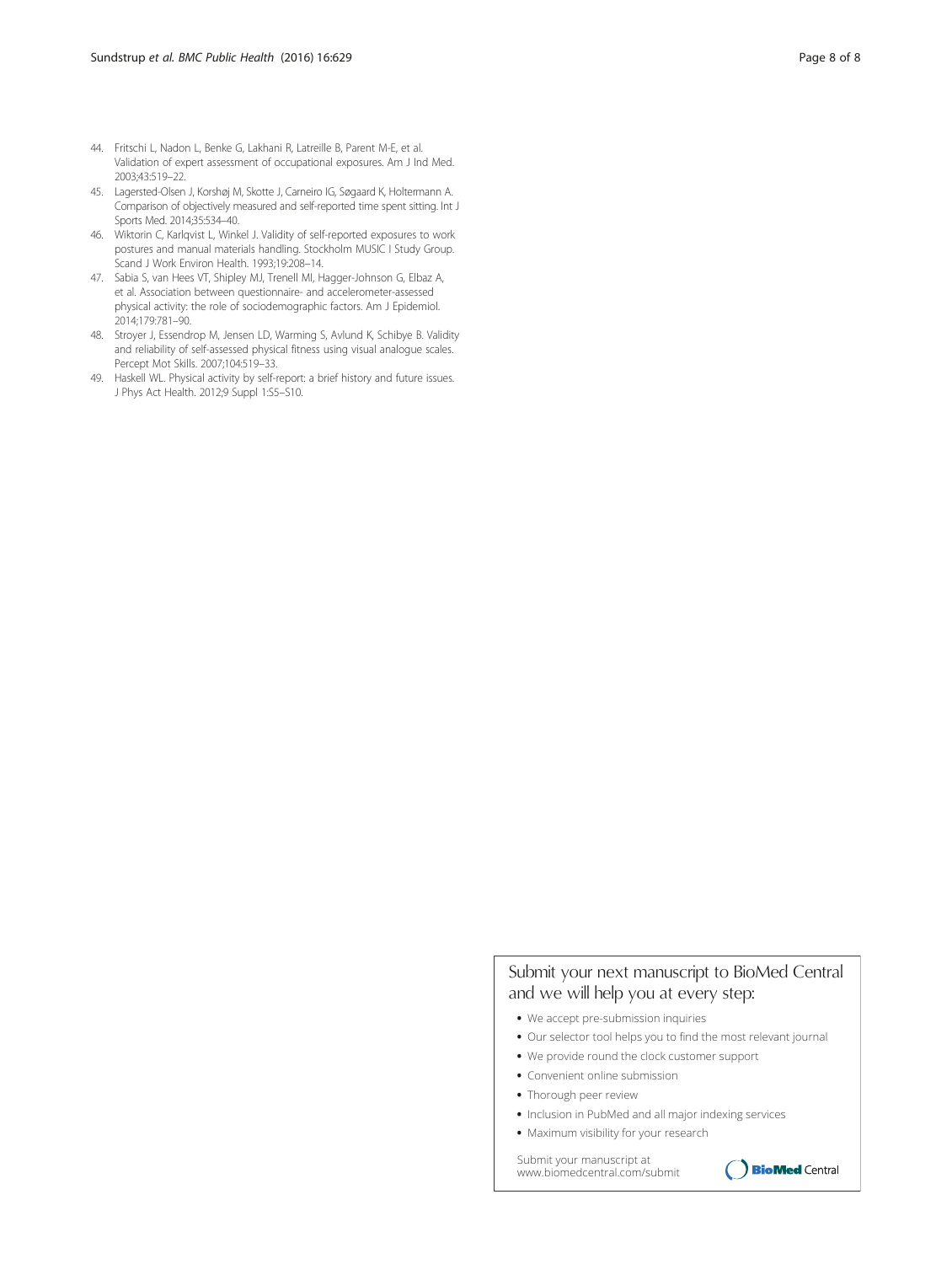44. Fritschi L, Nadon L, Benke G, Lakhani R, Latreille B, Parent M-E, et al. Validation of expert assessment of occupational exposures. Am J Ind Med. 2003;43:519–22.
45. Lagersted-Olsen J, Korshøj M, Skotte J, Carneiro IG, Søgaard K, Holtermann A. Comparison of objectively measured and self-reported time spent sitting. Int J Sports Med. 2014;35:534–40.
46. Wiktorin C, Karlqvist L, Winkel J. Validity of self-reported exposures to work postures and manual materials handling. Stockholm MUSIC I Study Group. Scand J Work Environ Health. 1993;19:208–14.
47. Sabia S, van Hees VT, Shipley MJ, Trenell MI, Hagger-Johnson G, Elbaz A, et al. Association between questionnaire- and accelerometer-assessed physical activity: the role of sociodemographic factors. Am J Epidemiol. 2014;179:781–90.
48. Stroyer J, Essendrop M, Jensen LD, Warming S, Avlund K, Schibye B. Validity and reliability of self-assessed physical fitness using visual analogue scales. Percept Mot Skills. 2007;104:519–33.
49. Haskell WL. Physical activity by self-report: a brief history and future issues. J Phys Act Health. 2012;9 Suppl 1:S5–S10.

Submit your next manuscript to BioMed Central and we will help you at every step:

- We accept pre-submission inquiries
- Our selector tool helps you to find the most relevant journal
- We provide round the clock customer support
- Convenient online submission
- Thorough peer review
- Inclusion in PubMed and all major indexing services
- Maximum visibility for your research

Submit your manuscript at www.biomedcentral.com/submit

BioMed Central